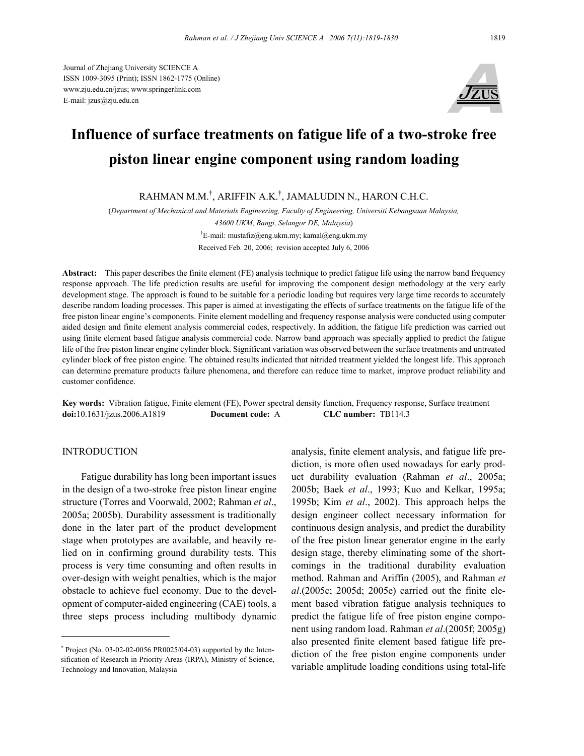Journal of Zhejiang University SCIENCE A
ISSN 1009-3095 (Print); ISSN 1862-1775 (Online)
www.zju.edu.cn/jzus; www.springerlink.com
E-mail: jzus@zju.edu.cn

# Influence of surface treatments on fatigue life of a two-stroke free piston linear engine component using random loading

RAHMAN M.M.[†], ARIFFIN A.K.[†], JAMALUDIN N., HARON C.H.C.

(*Department of Mechanical and Materials Engineering, Faculty of Engineering, Universiti Kebangsaan Malaysia, 43600 UKM, Bangi, Selangor DE, Malaysia*)

[†]E-mail: mustafiz@eng.ukm.my; kamal@eng.ukm.my

Received Feb. 20, 2006; revision accepted July 6, 2006

**Abstract:** This paper describes the finite element (FE) analysis technique to predict fatigue life using the narrow band frequency response approach. The life prediction results are useful for improving the component design methodology at the very early development stage. The approach is found to be suitable for a periodic loading but requires very large time records to accurately describe random loading processes. This paper is aimed at investigating the effects of surface treatments on the fatigue life of the free piston linear engine's components. Finite element modelling and frequency response analysis were conducted using computer aided design and finite element analysis commercial codes, respectively. In addition, the fatigue life prediction was carried out using finite element based fatigue analysis commercial code. Narrow band approach was specially applied to predict the fatigue life of the free piston linear engine cylinder block. Significant variation was observed between the surface treatments and untreated cylinder block of free piston engine. The obtained results indicated that nitrided treatment yielded the longest life. This approach can determine premature products failure phenomena, and therefore can reduce time to market, improve product reliability and customer confidence.

**Key words:** Vibration fatigue, Finite element (FE), Power spectral density function, Frequency response, Surface treatment
**doi:**10.1631/jzus.2006.A1819 **Document code:** A **CLC number:** TB114.3

## INTRODUCTION

Fatigue durability has long been important issues in the design of a two-stroke free piston linear engine structure (Torres and Voorwald, 2002; Rahman *et al*., 2005a; 2005b). Durability assessment is traditionally done in the later part of the product development stage when prototypes are available, and heavily relied on in confirming ground durability tests. This process is very time consuming and often results in over-design with weight penalties, which is the major obstacle to achieve fuel economy. Due to the development of computer-aided engineering (CAE) tools, a three steps process including multibody dynamic analysis, finite element analysis, and fatigue life prediction, is more often used nowadays for early product durability evaluation (Rahman *et al*., 2005a; 2005b; Baek *et al*., 1993; Kuo and Kelkar, 1995a; 1995b; Kim *et al*., 2002). This approach helps the design engineer collect necessary information for continuous design analysis, and predict the durability of the free piston linear generator engine in the early design stage, thereby eliminating some of the shortcomings in the traditional durability evaluation method. Rahman and Ariffin (2005), and Rahman *et al*.(2005c; 2005d; 2005e) carried out the finite element based vibration fatigue analysis techniques to predict the fatigue life of free piston engine component using random load. Rahman *et al*.(2005f; 2005g) also presented finite element based fatigue life prediction of the free piston engine components under variable amplitude loading conditions using total-life

---

[*] Project (No. 03-02-02-0056 PR0025/04-03) supported by the Intensification of Research in Priority Areas (IRPA), Ministry of Science, Technology and Innovation, Malaysia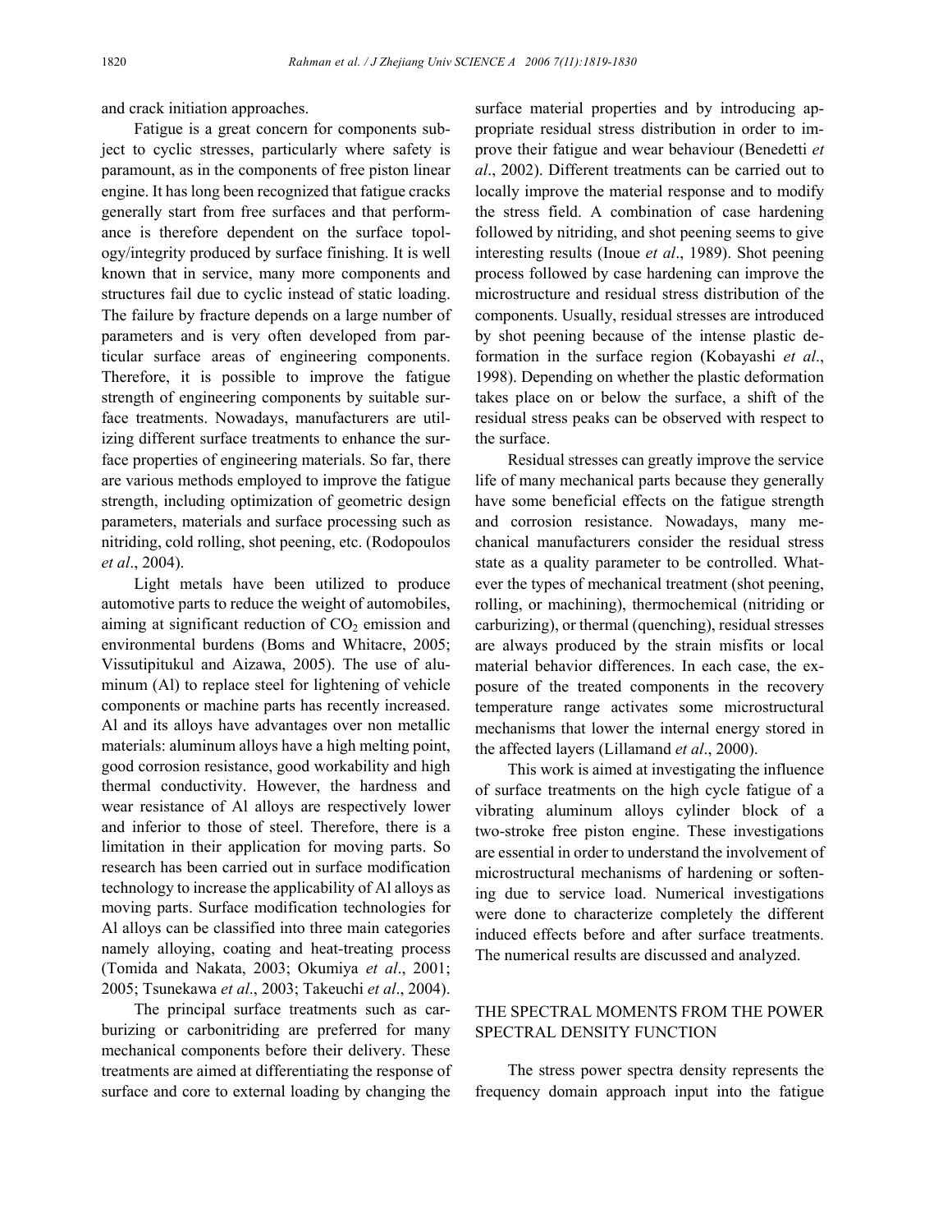and crack initiation approaches.

Fatigue is a great concern for components subject to cyclic stresses, particularly where safety is paramount, as in the components of free piston linear engine. It has long been recognized that fatigue cracks generally start from free surfaces and that performance is therefore dependent on the surface topology/integrity produced by surface finishing. It is well known that in service, many more components and structures fail due to cyclic instead of static loading. The failure by fracture depends on a large number of parameters and is very often developed from particular surface areas of engineering components. Therefore, it is possible to improve the fatigue strength of engineering components by suitable surface treatments. Nowadays, manufacturers are utilizing different surface treatments to enhance the surface properties of engineering materials. So far, there are various methods employed to improve the fatigue strength, including optimization of geometric design parameters, materials and surface processing such as nitriding, cold rolling, shot peening, etc. (Rodopoulos *et al*., 2004).

Light metals have been utilized to produce automotive parts to reduce the weight of automobiles, aiming at significant reduction of $CO_2$ emission and environmental burdens (Boms and Whitacre, 2005; Vissutipitukul and Aizawa, 2005). The use of aluminum (Al) to replace steel for lightening of vehicle components or machine parts has recently increased. Al and its alloys have advantages over non metallic materials: aluminum alloys have a high melting point, good corrosion resistance, good workability and high thermal conductivity. However, the hardness and wear resistance of Al alloys are respectively lower and inferior to those of steel. Therefore, there is a limitation in their application for moving parts. So research has been carried out in surface modification technology to increase the applicability of Al alloys as moving parts. Surface modification technologies for Al alloys can be classified into three main categories namely alloying, coating and heat-treating process (Tomida and Nakata, 2003; Okumiya *et al*., 2001; 2005; Tsunekawa *et al*., 2003; Takeuchi *et al*., 2004).

The principal surface treatments such as carburizing or carbonitriding are preferred for many mechanical components before their delivery. These treatments are aimed at differentiating the response of surface and core to external loading by changing the surface material properties and by introducing appropriate residual stress distribution in order to improve their fatigue and wear behaviour (Benedetti *et al*., 2002). Different treatments can be carried out to locally improve the material response and to modify the stress field. A combination of case hardening followed by nitriding, and shot peening seems to give interesting results (Inoue *et al*., 1989). Shot peening process followed by case hardening can improve the microstructure and residual stress distribution of the components. Usually, residual stresses are introduced by shot peening because of the intense plastic deformation in the surface region (Kobayashi *et al*., 1998). Depending on whether the plastic deformation takes place on or below the surface, a shift of the residual stress peaks can be observed with respect to the surface.

Residual stresses can greatly improve the service life of many mechanical parts because they generally have some beneficial effects on the fatigue strength and corrosion resistance. Nowadays, many mechanical manufacturers consider the residual stress state as a quality parameter to be controlled. Whatever the types of mechanical treatment (shot peening, rolling, or machining), thermochemical (nitriding or carburizing), or thermal (quenching), residual stresses are always produced by the strain misfits or local material behavior differences. In each case, the exposure of the treated components in the recovery temperature range activates some microstructural mechanisms that lower the internal energy stored in the affected layers (Lillamand *et al*., 2000).

This work is aimed at investigating the influence of surface treatments on the high cycle fatigue of a vibrating aluminum alloys cylinder block of a two-stroke free piston engine. These investigations are essential in order to understand the involvement of microstructural mechanisms of hardening or softening due to service load. Numerical investigations were done to characterize completely the different induced effects before and after surface treatments. The numerical results are discussed and analyzed.

## THE SPECTRAL MOMENTS FROM THE POWER SPECTRAL DENSITY FUNCTION

The stress power spectra density represents the frequency domain approach input into the fatigue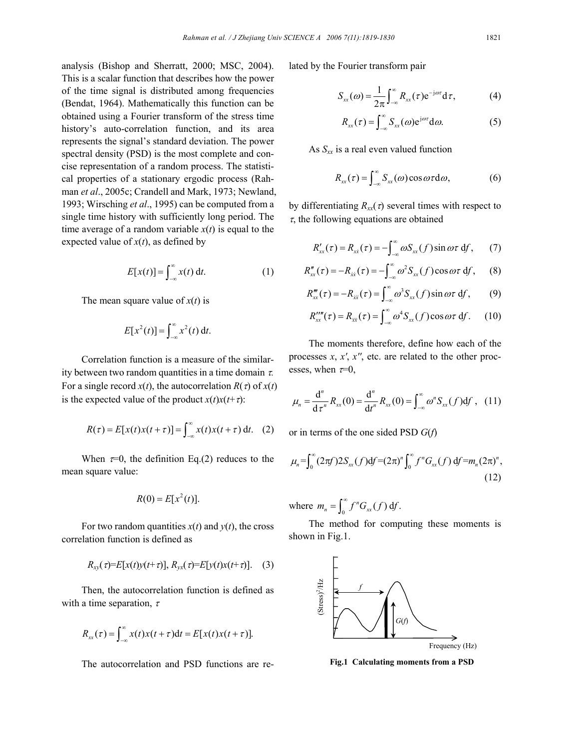analysis (Bishop and Sherratt, 2000; MSC, 2004). This is a scalar function that describes how the power of the time signal is distributed among frequencies (Bendat, 1964). Mathematically this function can be obtained using a Fourier transform of the stress time history's auto-correlation function, and its area represents the signal's standard deviation. The power spectral density (PSD) is the most complete and concise representation of a random process. The statistical properties of a stationary ergodic process (Rahman *et al*., 2005c; Crandell and Mark, 1973; Newland, 1993; Wirsching *et al*., 1995) can be computed from a single time history with sufficiently long period. The time average of a random variable $x(t)$ is equal to the expected value of $x(t)$, as defined by

$$E[x(t)] = \int_{-\infty}^{\infty} x(t)\,\mathrm{d}t. \tag{1}$$

The mean square value of $x(t)$ is

$$E[x^2(t)] = \int_{-\infty}^{\infty} x^2(t)\,\mathrm{d}t.$$

Correlation function is a measure of the similarity between two random quantities in a time domain $\tau$. For a single record $x(t)$, the autocorrelation $R(\tau)$ of $x(t)$ is the expected value of the product $x(t)x(t+\tau)$:

$$R(\tau) = E[x(t)x(t+\tau)] = \int_{-\infty}^{\infty} x(t)x(t+\tau)\,\mathrm{d}t. \tag{2}$$

When $\tau$=0, the definition Eq.(2) reduces to the mean square value:

$$R(0) = E[x^2(t)].$$

For two random quantities $x(t)$ and $y(t)$, the cross correlation function is defined as

$$R_{xy}(\tau)=E[x(t)y(t+\tau)],\ R_{yx}(\tau)=E[y(t)x(t+\tau)]. \tag{3}$$

Then, the autocorrelation function is defined as with a time separation, $\tau$

$$R_{xx}(\tau) = \int_{-\infty}^{\infty} x(t)x(t+\tau)\mathrm{d}t = E[x(t)x(t+\tau)].$$

The autocorrelation and PSD functions are related by the Fourier transform pair

$$S_{xx}(\omega) = \frac{1}{2\pi}\int_{-\infty}^{\infty} R_{xx}(\tau)\mathrm{e}^{-\mathrm{j}\omega\tau}\mathrm{d}\tau, \tag{4}$$

$$R_{xx}(\tau) = \int_{-\infty}^{\infty} S_{xx}(\omega)\mathrm{e}^{\mathrm{j}\omega\tau}\mathrm{d}\omega. \tag{5}$$

As $S_{xx}$ is a real even valued function

$$R_{xx}(\tau) = \int_{-\infty}^{\infty} S_{xx}(\omega)\cos\omega\tau\,\mathrm{d}\omega, \tag{6}$$

by differentiating $R_{xx}(\tau)$ several times with respect to $\tau$, the following equations are obtained

$$R'_{xx}(\tau) = R_{x\dot{x}}(\tau) = -\int_{-\infty}^{\infty} \omega S_{xx}(f)\sin\omega\tau\,\mathrm{d}f, \tag{7}$$

$$R''_{xx}(\tau) = -R_{\dot{x}\dot{x}}(\tau) = -\int_{-\infty}^{\infty} \omega^2 S_{xx}(f)\cos\omega\tau\,\mathrm{d}f, \tag{8}$$

$$R'''_{xx}(\tau) = -R_{\dot{x}\ddot{x}}(\tau) = \int_{-\infty}^{\infty} \omega^3 S_{xx}(f)\sin\omega\tau\,\mathrm{d}f, \tag{9}$$

$$R''''_{xx}(\tau) = R_{\ddot{x}\ddot{x}}(\tau) = \int_{-\infty}^{\infty} \omega^4 S_{xx}(f)\cos\omega\tau\,\mathrm{d}f. \tag{10}$$

The moments therefore, define how each of the processes $x$, $x'$, $x''$, etc. are related to the other processes, when $\tau$=0,

$$\mu_n = \frac{\mathrm{d}^n}{\mathrm{d}\tau^n}R_{xx}(0) = \frac{\mathrm{d}^n}{\mathrm{d}t^n}R_{xx}(0) = \int_{-\infty}^{\infty} \omega^n S_{xx}(f)\mathrm{d}f, \tag{11}$$

or in terms of the one sided PSD $G(f)$

$$\mu_n=\int_0^{\infty}(2\pi f)2S_{xx}(f)\mathrm{d}f=(2\pi)^n\int_0^{\infty} f^n G_{xx}(f)\,\mathrm{d}f=m_n(2\pi)^n, \tag{12}$$

where $m_n = \int_0^{\infty} f^n G_{xx}(f)\,\mathrm{d}f$.

The method for computing these moments is shown in Fig.1.

**Fig.1 Calculating moments from a PSD**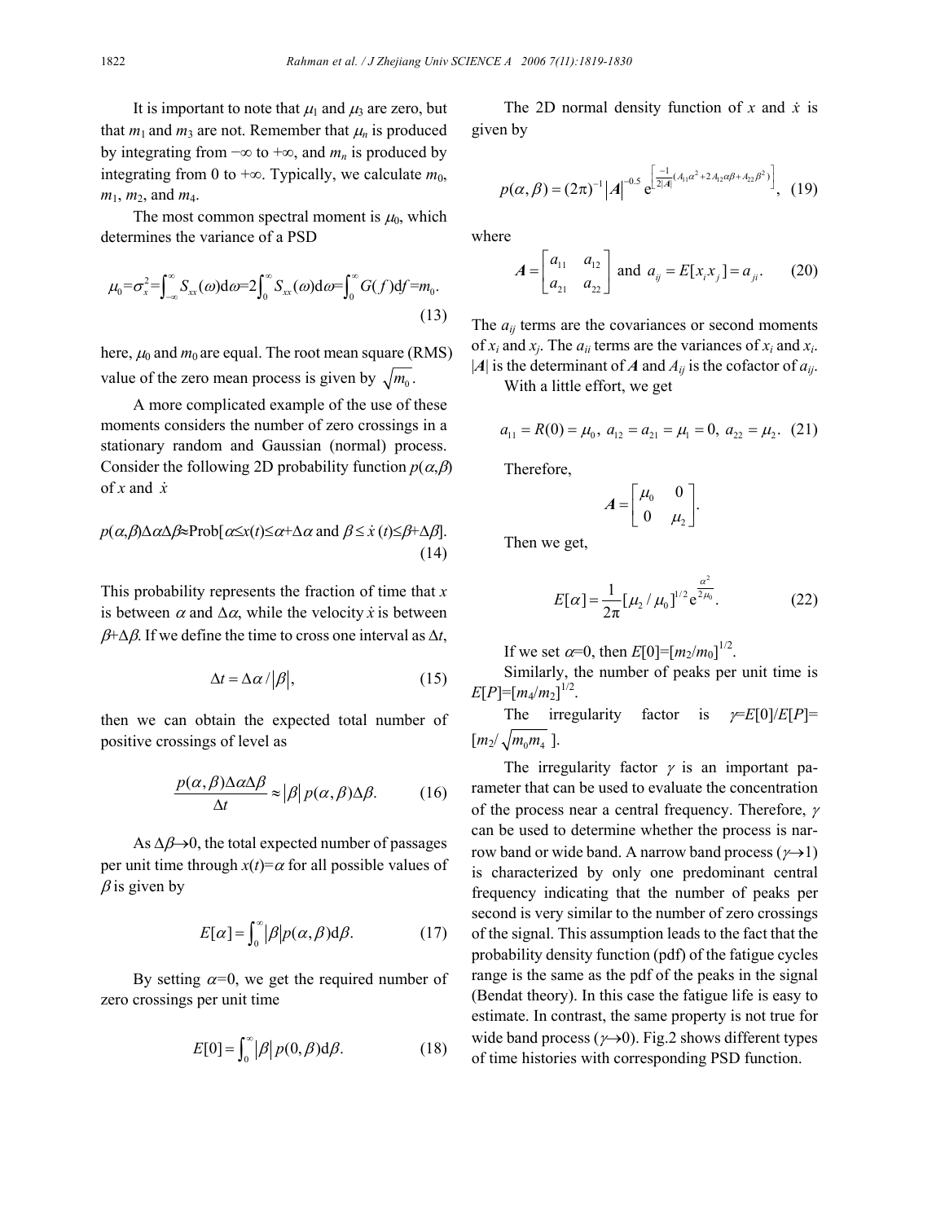It is important to note that $\mu_1$ and $\mu_3$ are zero, but that $m_1$ and $m_3$ are not. Remember that $\mu_n$ is produced by integrating from $-\infty$ to $+\infty$, and $m_n$ is produced by integrating from 0 to $+\infty$. Typically, we calculate $m_0$, $m_1$, $m_2$, and $m_4$.

The most common spectral moment is $\mu_0$, which determines the variance of a PSD

$$\mu_0=\sigma_x^2=\int_{-\infty}^{\infty} S_{xx}(\omega)\mathrm{d}\omega=2\int_0^{\infty} S_{xx}(\omega)\mathrm{d}\omega=\int_0^{\infty} G(f)\mathrm{d}f=m_0. \tag{13}$$

here, $\mu_0$ and $m_0$ are equal. The root mean square (RMS) value of the zero mean process is given by $\sqrt{m_0}$.

A more complicated example of the use of these moments considers the number of zero crossings in a stationary random and Gaussian (normal) process. Consider the following 2D probability function $p(\alpha,\beta)$ of $x$ and $\dot{x}$

$$p(\alpha,\beta)\Delta\alpha\Delta\beta\approx\text{Prob}[\alpha\leq x(t)\leq\alpha+\Delta\alpha \text{ and } \beta\leq \dot{x}(t)\leq\beta+\Delta\beta]. \tag{14}$$

This probability represents the fraction of time that $x$ is between $\alpha$ and $\Delta\alpha$, while the velocity $\dot{x}$ is between $\beta+\Delta\beta$. If we define the time to cross one interval as $\Delta t$,

$$\Delta t=\Delta\alpha/|\beta|, \tag{15}$$

then we can obtain the expected total number of positive crossings of level as

$$\frac{p(\alpha,\beta)\Delta\alpha\Delta\beta}{\Delta t}\approx|\beta|\,p(\alpha,\beta)\Delta\beta. \tag{16}$$

As $\Delta\beta\to 0$, the total expected number of passages per unit time through $x(t)=\alpha$ for all possible values of $\beta$ is given by

$$E[\alpha]=\int_0^{\infty}|\beta|p(\alpha,\beta)\mathrm{d}\beta. \tag{17}$$

By setting $\alpha=0$, we get the required number of zero crossings per unit time

$$E[0]=\int_0^{\infty}|\beta|\,p(0,\beta)\mathrm{d}\beta. \tag{18}$$

The 2D normal density function of $x$ and $\dot{x}$ is given by

$$p(\alpha,\beta)=(2\pi)^{-1}|\boldsymbol{A}|^{-0.5}\,\mathrm{e}^{\left[\frac{-1}{2|\boldsymbol{A}|}(A_{11}\alpha^2+2A_{12}\alpha\beta+A_{22}\beta^2)\right]}, \tag{19}$$

where

$$\boldsymbol{A}=\begin{bmatrix} a_{11} & a_{12} \\ a_{21} & a_{22}\end{bmatrix} \text{ and } a_{ij}=E[x_i x_j]=a_{ji}. \tag{20}$$

The $a_{ij}$ terms are the covariances or second moments of $x_i$ and $x_j$. The $a_{ii}$ terms are the variances of $x_i$ and $x_i$. $|\boldsymbol{A}|$ is the determinant of $\boldsymbol{A}$ and $A_{ij}$ is the cofactor of $a_{ij}$.

With a little effort, we get

$$a_{11}=R(0)=\mu_0,\ a_{12}=a_{21}=\mu_1=0,\ a_{22}=\mu_2. \tag{21}$$

Therefore,

$$\boldsymbol{A}=\begin{bmatrix} \mu_0 & 0 \\ 0 & \mu_2\end{bmatrix}.$$

Then we get,

$$E[\alpha]=\frac{1}{2\pi}[\mu_2/\mu_0]^{1/2}\,\mathrm{e}^{\frac{\alpha^2}{2\mu_0}}. \tag{22}$$

If we set $\alpha=0$, then $E[0]=[m_2/m_0]^{1/2}$.

Similarly, the number of peaks per unit time is $E[P]=[m_4/m_2]^{1/2}$.

The irregularity factor is $\gamma=E[0]/E[P]=[m_2/\sqrt{m_0 m_4}]$.

The irregularity factor $\gamma$ is an important parameter that can be used to evaluate the concentration of the process near a central frequency. Therefore, $\gamma$ can be used to determine whether the process is narrow band or wide band. A narrow band process ($\gamma\to 1$) is characterized by only one predominant central frequency indicating that the number of peaks per second is very similar to the number of zero crossings of the signal. This assumption leads to the fact that the probability density function (pdf) of the fatigue cycles range is the same as the pdf of the peaks in the signal (Bendat theory). In this case the fatigue life is easy to estimate. In contrast, the same property is not true for wide band process ($\gamma\to 0$). Fig.2 shows different types of time histories with corresponding PSD function.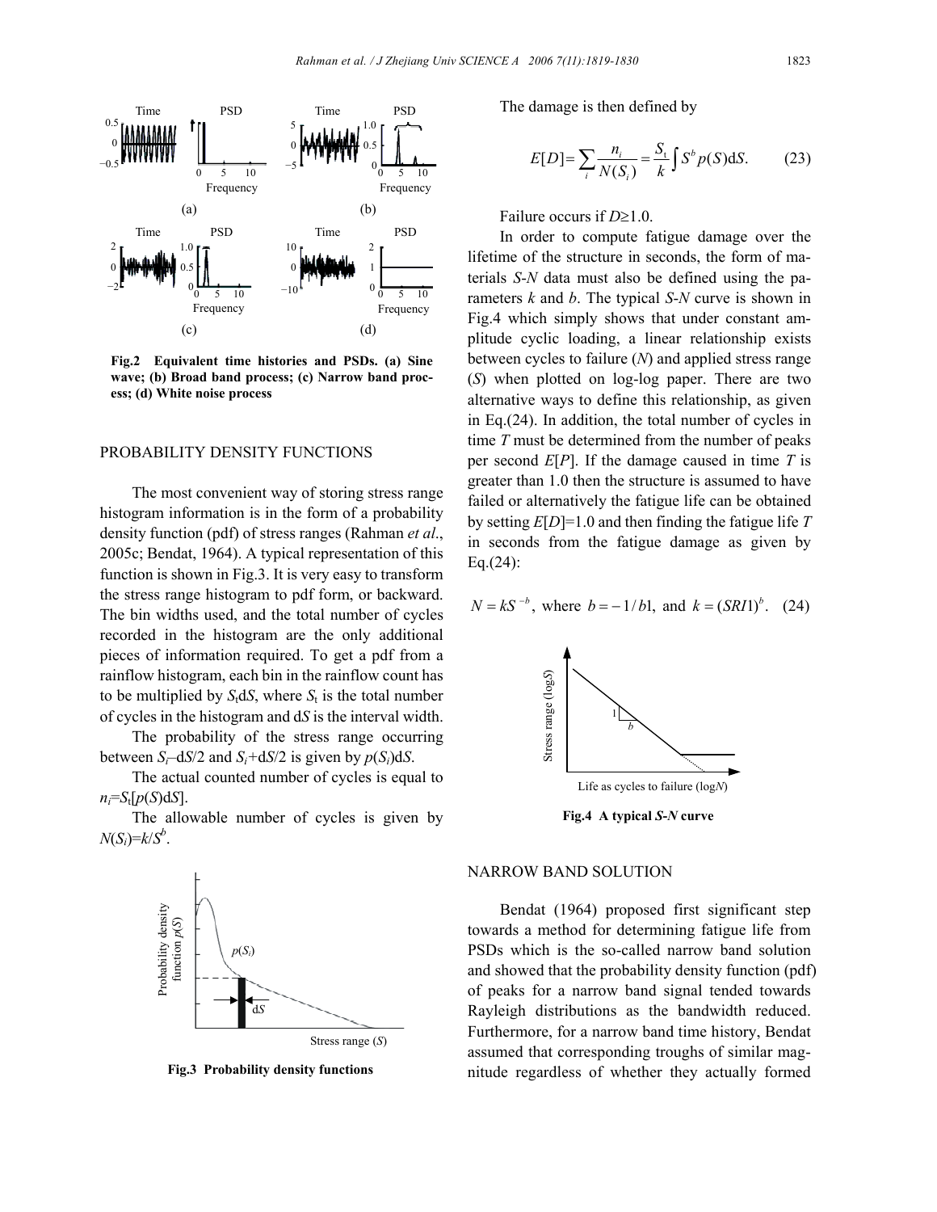Fig.2 Equivalent time histories and PSDs. (a) Sine wave; (b) Broad band process; (c) Narrow band process; (d) White noise process

## PROBABILITY DENSITY FUNCTIONS

The most convenient way of storing stress range histogram information is in the form of a probability density function (pdf) of stress ranges (Rahman *et al*., 2005c; Bendat, 1964). A typical representation of this function is shown in Fig.3. It is very easy to transform the stress range histogram to pdf form, or backward. The bin widths used, and the total number of cycles recorded in the histogram are the only additional pieces of information required. To get a pdf from a rainflow histogram, each bin in the rainflow count has to be multiplied by $S_t dS$, where $S_t$ is the total number of cycles in the histogram and $dS$ is the interval width.

The probability of the stress range occurring between $S_i - dS/2$ and $S_i + dS/2$ is given by $p(S_i)dS$.

The actual counted number of cycles is equal to $n_i = S_t[p(S)dS]$.

The allowable number of cycles is given by $N(S_i) = k/S^b$.

Fig.3 Probability density functions

The damage is then defined by

$$E[D] = \sum_i \frac{n_i}{N(S_i)} = \frac{S_t}{k} \int S^b p(S)dS. \tag{23}$$

Failure occurs if $D \geq 1.0$.

In order to compute fatigue damage over the lifetime of the structure in seconds, the form of materials *S*-*N* data must also be defined using the parameters *k* and *b*. The typical *S*-*N* curve is shown in Fig.4 which simply shows that under constant amplitude cyclic loading, a linear relationship exists between cycles to failure (*N*) and applied stress range (*S*) when plotted on log-log paper. There are two alternative ways to define this relationship, as given in Eq.(24). In addition, the total number of cycles in time *T* must be determined from the number of peaks per second $E[P]$. If the damage caused in time *T* is greater than 1.0 then the structure is assumed to have failed or alternatively the fatigue life can be obtained by setting $E[D]=1.0$ and then finding the fatigue life *T* in seconds from the fatigue damage as given by Eq.(24):

$$N = kS^{-b}, \text{ where } b = -1/b1, \text{ and } k = (SRI1)^b. \tag{24}$$

Fig.4 A typical *S*-*N* curve

## NARROW BAND SOLUTION

Bendat (1964) proposed first significant step towards a method for determining fatigue life from PSDs which is the so-called narrow band solution and showed that the probability density function (pdf) of peaks for a narrow band signal tended towards Rayleigh distributions as the bandwidth reduced. Furthermore, for a narrow band time history, Bendat assumed that corresponding troughs of similar magnitude regardless of whether they actually formed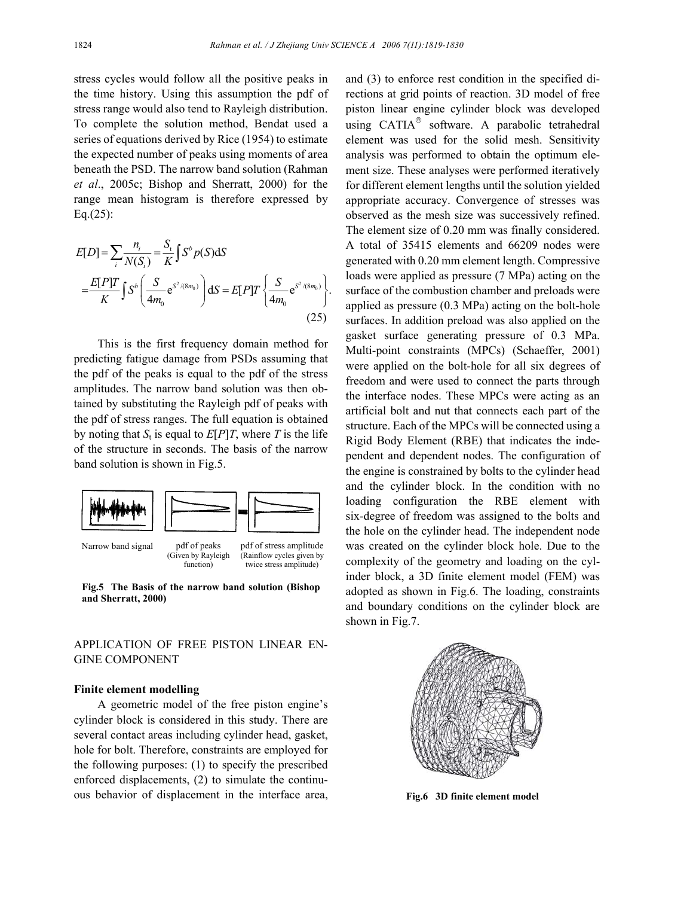stress cycles would follow all the positive peaks in the time history. Using this assumption the pdf of stress range would also tend to Rayleigh distribution. To complete the solution method, Bendat used a series of equations derived by Rice (1954) to estimate the expected number of peaks using moments of area beneath the PSD. The narrow band solution (Rahman *et al*., 2005c; Bishop and Sherratt, 2000) for the range mean histogram is therefore expressed by Eq.(25):

$$E[D]=\sum_i \frac{n_i}{N(S_i)}=\frac{S_t}{K}\int S^b p(S)\mathrm{d}S$$
$$=\frac{E[P]T}{K}\int S^b\left(\frac{S}{4m_0}\mathrm{e}^{S^2/(8m_0)}\right)\mathrm{d}S=E[P]T\left\{\frac{S}{4m_0}\mathrm{e}^{S^2/(8m_0)}\right\}. \tag{25}$$

This is the first frequency domain method for predicting fatigue damage from PSDs assuming that the pdf of the peaks is equal to the pdf of the stress amplitudes. The narrow band solution was then obtained by substituting the Rayleigh pdf of peaks with the pdf of stress ranges. The full equation is obtained by noting that $S_t$ is equal to $E[P]T$, where $T$ is the life of the structure in seconds. The basis of the narrow band solution is shown in Fig.5.

Narrow band signal — pdf of peaks (Given by Rayleigh function) = pdf of stress amplitude (Rainflow cycles given by twice stress amplitude)

**Fig.5 The Basis of the narrow band solution (Bishop and Sherratt, 2000)**

## APPLICATION OF FREE PISTON LINEAR ENGINE COMPONENT

### Finite element modelling

A geometric model of the free piston engine's cylinder block is considered in this study. There are several contact areas including cylinder head, gasket, hole for bolt. Therefore, constraints are employed for the following purposes: (1) to specify the prescribed enforced displacements, (2) to simulate the continuous behavior of displacement in the interface area, and (3) to enforce rest condition in the specified directions at grid points of reaction. 3D model of free piston linear engine cylinder block was developed using CATIA® software. A parabolic tetrahedral element was used for the solid mesh. Sensitivity analysis was performed to obtain the optimum element size. These analyses were performed iteratively for different element lengths until the solution yielded appropriate accuracy. Convergence of stresses was observed as the mesh size was successively refined. The element size of 0.20 mm was finally considered. A total of 35415 elements and 66209 nodes were generated with 0.20 mm element length. Compressive loads were applied as pressure (7 MPa) acting on the surface of the combustion chamber and preloads were applied as pressure (0.3 MPa) acting on the bolt-hole surfaces. In addition preload was also applied on the gasket surface generating pressure of 0.3 MPa. Multi-point constraints (MPCs) (Schaeffer, 2001) were applied on the bolt-hole for all six degrees of freedom and were used to connect the parts through the interface nodes. These MPCs were acting as an artificial bolt and nut that connects each part of the structure. Each of the MPCs will be connected using a Rigid Body Element (RBE) that indicates the independent and dependent nodes. The configuration of the engine is constrained by bolts to the cylinder head and the cylinder block. In the condition with no loading configuration the RBE element with six-degree of freedom was assigned to the bolts and the hole on the cylinder head. The independent node was created on the cylinder block hole. Due to the complexity of the geometry and loading on the cylinder block, a 3D finite element model (FEM) was adopted as shown in Fig.6. The loading, constraints and boundary conditions on the cylinder block are shown in Fig.7.

**Fig.6 3D finite element model**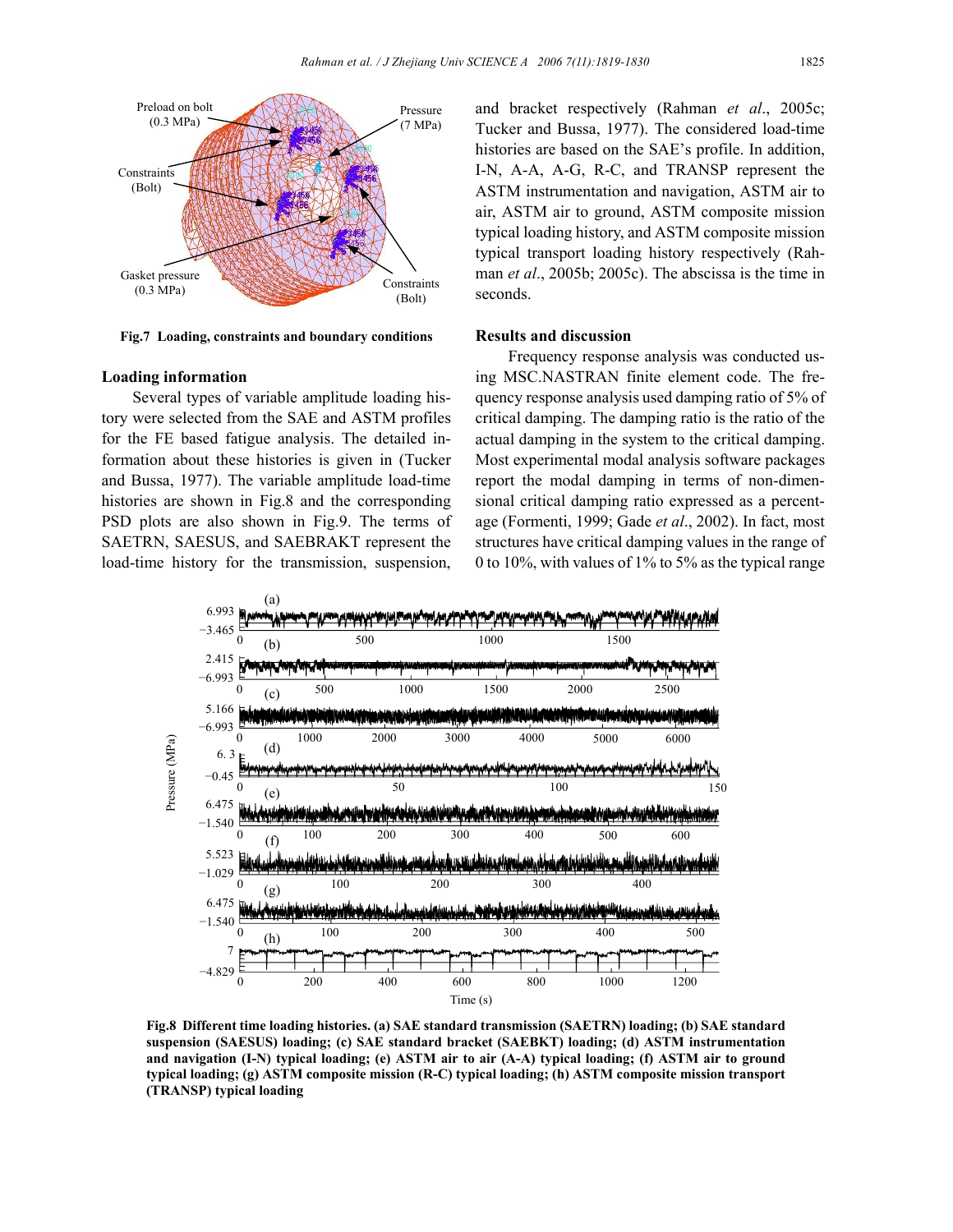Fig.7 Loading, constraints and boundary conditions

### Loading information

Several types of variable amplitude loading history were selected from the SAE and ASTM profiles for the FE based fatigue analysis. The detailed information about these histories is given in (Tucker and Bussa, 1977). The variable amplitude load-time histories are shown in Fig.8 and the corresponding PSD plots are also shown in Fig.9. The terms of SAETRN, SAESUS, and SAEBRAKT represent the load-time history for the transmission, suspension, and bracket respectively (Rahman *et al*., 2005c; Tucker and Bussa, 1977). The considered load-time histories are based on the SAE's profile. In addition, I-N, A-A, A-G, R-C, and TRANSP represent the ASTM instrumentation and navigation, ASTM air to air, ASTM air to ground, ASTM composite mission typical loading history, and ASTM composite mission typical transport loading history respectively (Rahman *et al*., 2005b; 2005c). The abscissa is the time in seconds.

### Results and discussion

Frequency response analysis was conducted using MSC.NASTRAN finite element code. The frequency response analysis used damping ratio of 5% of critical damping. The damping ratio is the ratio of the actual damping in the system to the critical damping. Most experimental modal analysis software packages report the modal damping in terms of non-dimensional critical damping ratio expressed as a percentage (Formenti, 1999; Gade *et al*., 2002). In fact, most structures have critical damping values in the range of 0 to 10%, with values of 1% to 5% as the typical range

**Fig.8 Different time loading histories. (a) SAE standard transmission (SAETRN) loading; (b) SAE standard suspension (SAESUS) loading; (c) SAE standard bracket (SAEBKT) loading; (d) ASTM instrumentation and navigation (I-N) typical loading; (e) ASTM air to air (A-A) typical loading; (f) ASTM air to ground typical loading; (g) ASTM composite mission (R-C) typical loading; (h) ASTM composite mission transport (TRANSP) typical loading**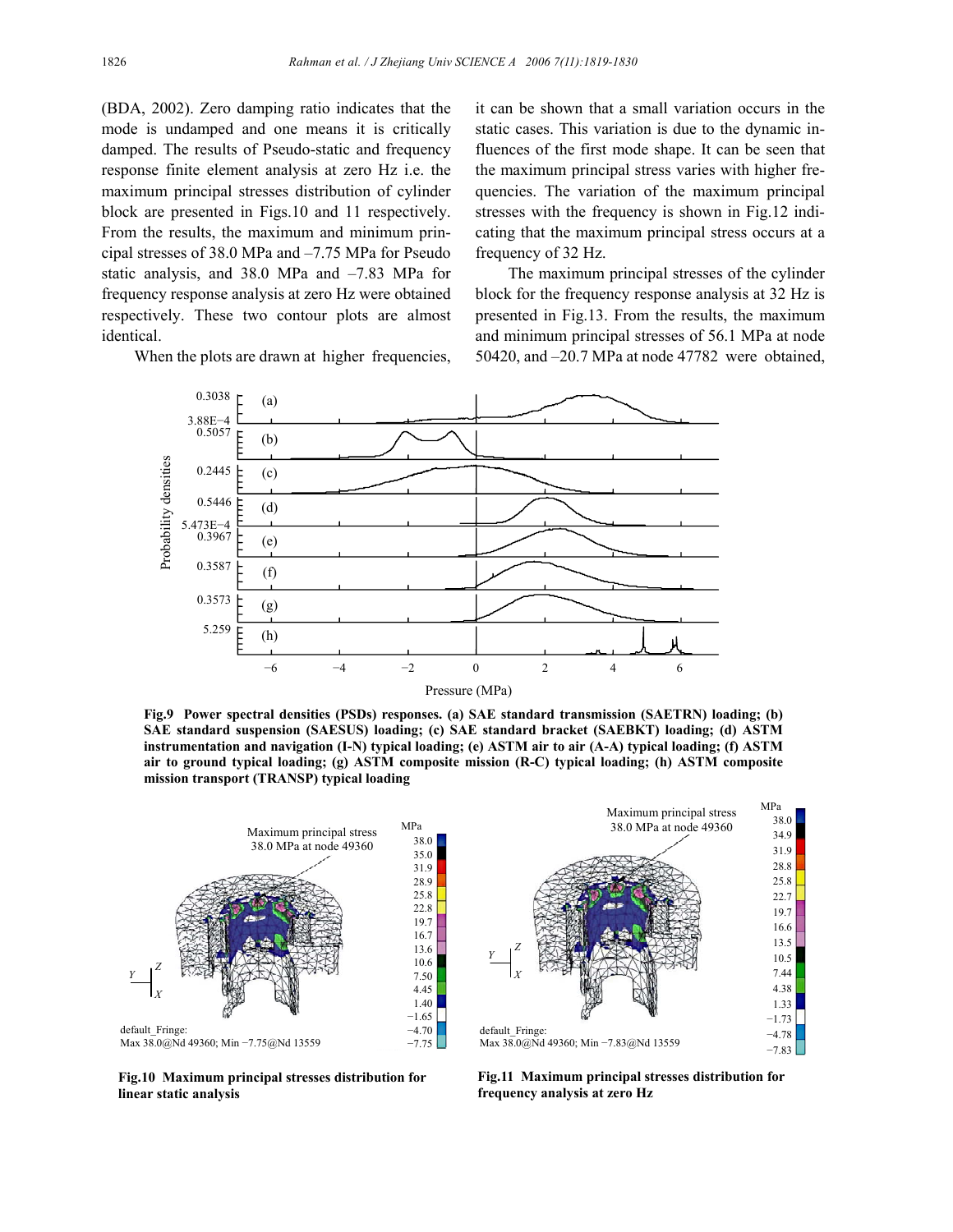(BDA, 2002). Zero damping ratio indicates that the mode is undamped and one means it is critically damped. The results of Pseudo-static and frequency response finite element analysis at zero Hz i.e. the maximum principal stresses distribution of cylinder block are presented in Figs.10 and 11 respectively. From the results, the maximum and minimum principal stresses of 38.0 MPa and –7.75 MPa for Pseudo static analysis, and 38.0 MPa and –7.83 MPa for frequency response analysis at zero Hz were obtained respectively. These two contour plots are almost identical.

When the plots are drawn at higher frequencies, it can be shown that a small variation occurs in the static cases. This variation is due to the dynamic influences of the first mode shape. It can be seen that the maximum principal stress varies with higher frequencies. The variation of the maximum principal stresses with the frequency is shown in Fig.12 indicating that the maximum principal stress occurs at a frequency of 32 Hz.

The maximum principal stresses of the cylinder block for the frequency response analysis at 32 Hz is presented in Fig.13. From the results, the maximum and minimum principal stresses of 56.1 MPa at node 50420, and –20.7 MPa at node 47782 were obtained,

**Fig.9 Power spectral densities (PSDs) responses. (a) SAE standard transmission (SAETRN) loading; (b) SAE standard suspension (SAESUS) loading; (c) SAE standard bracket (SAEBKT) loading; (d) ASTM instrumentation and navigation (I-N) typical loading; (e) ASTM air to air (A-A) typical loading; (f) ASTM air to ground typical loading; (g) ASTM composite mission (R-C) typical loading; (h) ASTM composite mission transport (TRANSP) typical loading**

**Fig.10 Maximum principal stresses distribution for linear static analysis**

**Fig.11 Maximum principal stresses distribution for frequency analysis at zero Hz**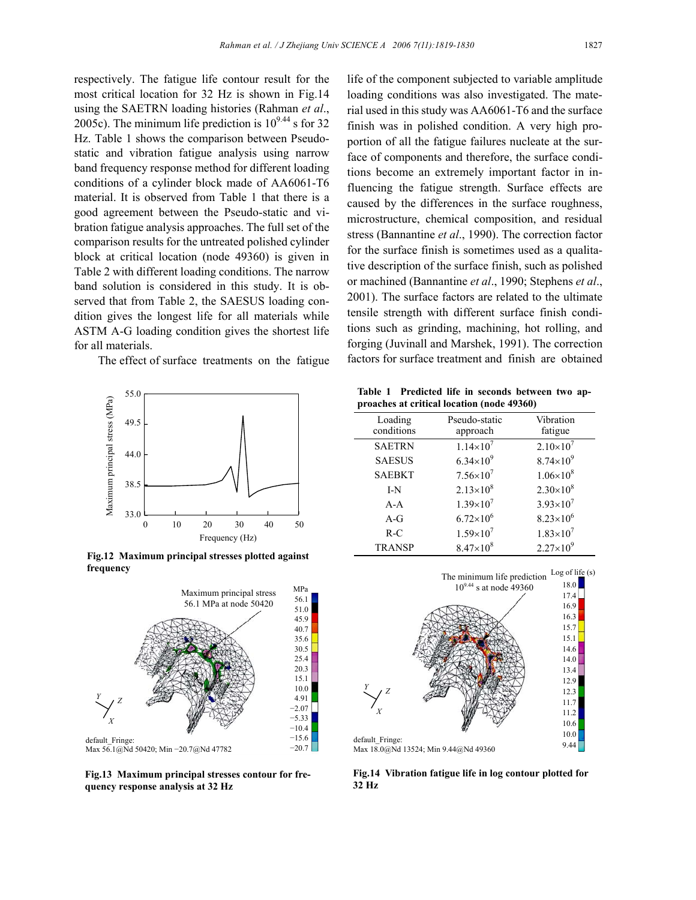respectively. The fatigue life contour result for the most critical location for 32 Hz is shown in Fig.14 using the SAETRN loading histories (Rahman *et al*., 2005c). The minimum life prediction is $10^{9.44}$ s for 32 Hz. Table 1 shows the comparison between Pseudo-static and vibration fatigue analysis using narrow band frequency response method for different loading conditions of a cylinder block made of AA6061-T6 material. It is observed from Table 1 that there is a good agreement between the Pseudo-static and vibration fatigue analysis approaches. The full set of the comparison results for the untreated polished cylinder block at critical location (node 49360) is given in Table 2 with different loading conditions. The narrow band solution is considered in this study. It is observed that from Table 2, the SAESUS loading condition gives the longest life for all materials while ASTM A-G loading condition gives the shortest life for all materials.

The effect of surface treatments on the fatigue life of the component subjected to variable amplitude loading conditions was also investigated. The material used in this study was AA6061-T6 and the surface finish was in polished condition. A very high proportion of all the fatigue failures nucleate at the surface of components and therefore, the surface conditions become an extremely important factor in influencing the fatigue strength. Surface effects are caused by the differences in the surface roughness, microstructure, chemical composition, and residual stress (Bannantine *et al*., 1990). The correction factor for the surface finish is sometimes used as a qualitative description of the surface finish, such as polished or machined (Bannantine *et al*., 1990; Stephens *et al*., 2001). The surface factors are related to the ultimate tensile strength with different surface finish conditions such as grinding, machining, hot rolling, and forging (Juvinall and Marshek, 1991). The correction factors for surface treatment and finish are obtained

**Fig.12 Maximum principal stresses plotted against frequency**

**Fig.13 Maximum principal stresses contour for frequency response analysis at 32 Hz**

**Table 1 Predicted life in seconds between two approaches at critical location (node 49360)**

| Loading conditions | Pseudo-static approach | Vibration fatigue |
|---|---|---|
| SAETRN | $1.14\times10^{7}$ | $2.10\times10^{7}$ |
| SAESUS | $6.34\times10^{9}$ | $8.74\times10^{9}$ |
| SAEBKT | $7.56\times10^{7}$ | $1.06\times10^{8}$ |
| I-N | $2.13\times10^{8}$ | $2.30\times10^{8}$ |
| A-A | $1.39\times10^{7}$ | $3.93\times10^{7}$ |
| A-G | $6.72\times10^{6}$ | $8.23\times10^{6}$ |
| R-C | $1.59\times10^{7}$ | $1.83\times10^{7}$ |
| TRANSP | $8.47\times10^{8}$ | $2.27\times10^{9}$ |

**Fig.14 Vibration fatigue life in log contour plotted for 32 Hz**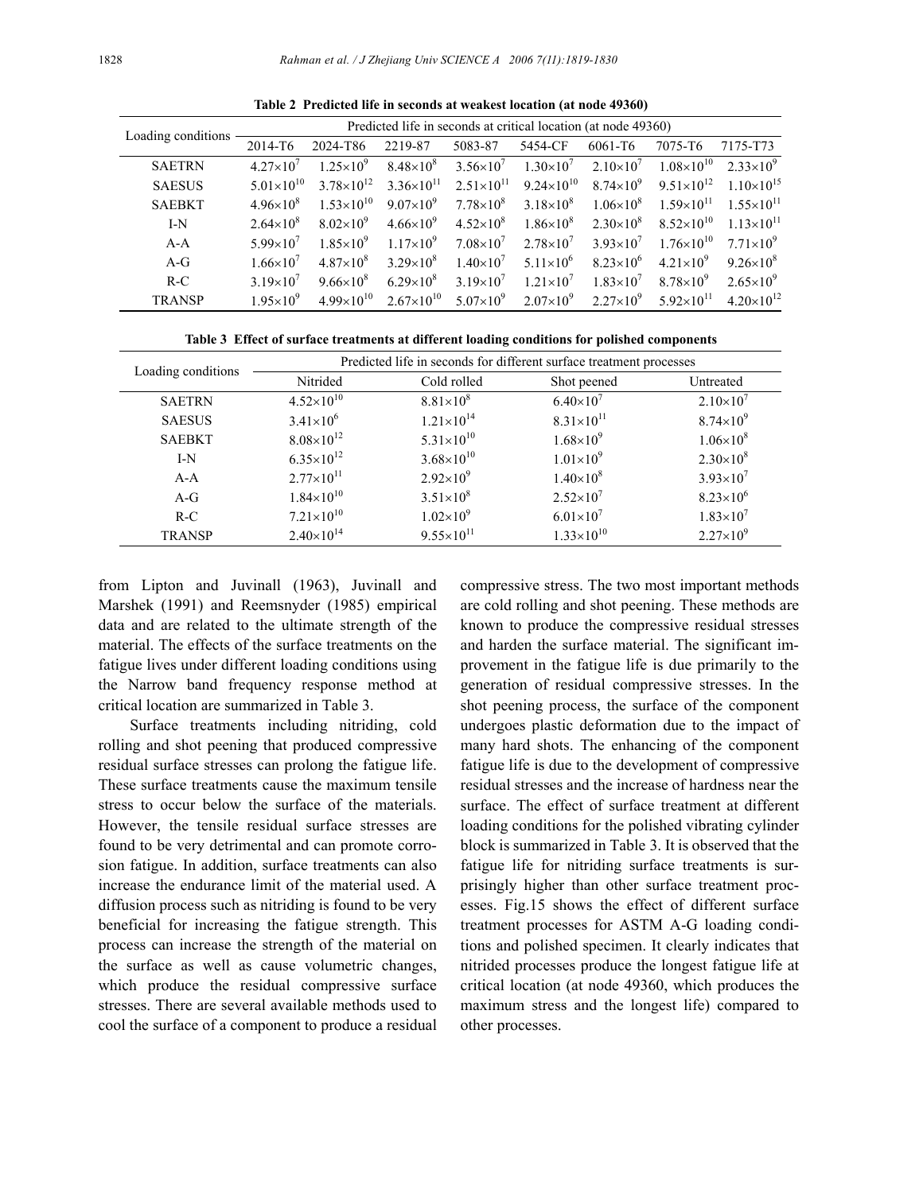**Table 2 Predicted life in seconds at weakest location (at node 49360)**

| Loading conditions | Predicted life in seconds at critical location (at node 49360) | | | | | | | |
|---|---|---|---|---|---|---|---|---|
| | 2014-T6 | 2024-T86 | 2219-87 | 5083-87 | 5454-CF | 6061-T6 | 7075-T6 | 7175-T73 |
| SAETRN | $4.27\times10^{7}$ | $1.25\times10^{9}$ | $8.48\times10^{8}$ | $3.56\times10^{7}$ | $1.30\times10^{7}$ | $2.10\times10^{7}$ | $1.08\times10^{10}$ | $2.33\times10^{9}$ |
| SAESUS | $5.01\times10^{10}$ | $3.78\times10^{12}$ | $3.36\times10^{11}$ | $2.51\times10^{11}$ | $9.24\times10^{10}$ | $8.74\times10^{9}$ | $9.51\times10^{12}$ | $1.10\times10^{15}$ |
| SAEBKT | $4.96\times10^{8}$ | $1.53\times10^{10}$ | $9.07\times10^{9}$ | $7.78\times10^{8}$ | $3.18\times10^{8}$ | $1.06\times10^{8}$ | $1.59\times10^{11}$ | $1.55\times10^{11}$ |
| I-N | $2.64\times10^{8}$ | $8.02\times10^{9}$ | $4.66\times10^{9}$ | $4.52\times10^{8}$ | $1.86\times10^{8}$ | $2.30\times10^{8}$ | $8.52\times10^{10}$ | $1.13\times10^{11}$ |
| A-A | $5.99\times10^{7}$ | $1.85\times10^{9}$ | $1.17\times10^{9}$ | $7.08\times10^{7}$ | $2.78\times10^{7}$ | $3.93\times10^{7}$ | $1.76\times10^{10}$ | $7.71\times10^{9}$ |
| A-G | $1.66\times10^{7}$ | $4.87\times10^{8}$ | $3.29\times10^{8}$ | $1.40\times10^{7}$ | $5.11\times10^{6}$ | $8.23\times10^{6}$ | $4.21\times10^{9}$ | $9.26\times10^{8}$ |
| R-C | $3.19\times10^{7}$ | $9.66\times10^{8}$ | $6.29\times10^{8}$ | $3.19\times10^{7}$ | $1.21\times10^{7}$ | $1.83\times10^{7}$ | $8.78\times10^{9}$ | $2.65\times10^{9}$ |
| TRANSP | $1.95\times10^{9}$ | $4.99\times10^{10}$ | $2.67\times10^{10}$ | $5.07\times10^{9}$ | $2.07\times10^{9}$ | $2.27\times10^{9}$ | $5.92\times10^{11}$ | $4.20\times10^{12}$ |

**Table 3 Effect of surface treatments at different loading conditions for polished components**

| Loading conditions | Predicted life in seconds for different surface treatment processes | | | |
|---|---|---|---|---|
| | Nitrided | Cold rolled | Shot peened | Untreated |
| SAETRN | $4.52\times10^{10}$ | $8.81\times10^{8}$ | $6.40\times10^{7}$ | $2.10\times10^{7}$ |
| SAESUS | $3.41\times10^{6}$ | $1.21\times10^{14}$ | $8.31\times10^{11}$ | $8.74\times10^{9}$ |
| SAEBKT | $8.08\times10^{12}$ | $5.31\times10^{10}$ | $1.68\times10^{9}$ | $1.06\times10^{8}$ |
| I-N | $6.35\times10^{12}$ | $3.68\times10^{10}$ | $1.01\times10^{9}$ | $2.30\times10^{8}$ |
| A-A | $2.77\times10^{11}$ | $2.92\times10^{9}$ | $1.40\times10^{8}$ | $3.93\times10^{7}$ |
| A-G | $1.84\times10^{10}$ | $3.51\times10^{8}$ | $2.52\times10^{7}$ | $8.23\times10^{6}$ |
| R-C | $7.21\times10^{10}$ | $1.02\times10^{9}$ | $6.01\times10^{7}$ | $1.83\times10^{7}$ |
| TRANSP | $2.40\times10^{14}$ | $9.55\times10^{11}$ | $1.33\times10^{10}$ | $2.27\times10^{9}$ |

from Lipton and Juvinall (1963), Juvinall and Marshek (1991) and Reemsnyder (1985) empirical data and are related to the ultimate strength of the material. The effects of the surface treatments on the fatigue lives under different loading conditions using the Narrow band frequency response method at critical location are summarized in Table 3.

Surface treatments including nitriding, cold rolling and shot peening that produced compressive residual surface stresses can prolong the fatigue life. These surface treatments cause the maximum tensile stress to occur below the surface of the materials. However, the tensile residual surface stresses are found to be very detrimental and can promote corrosion fatigue. In addition, surface treatments can also increase the endurance limit of the material used. A diffusion process such as nitriding is found to be very beneficial for increasing the fatigue strength. This process can increase the strength of the material on the surface as well as cause volumetric changes, which produce the residual compressive surface stresses. There are several available methods used to cool the surface of a component to produce a residual compressive stress. The two most important methods are cold rolling and shot peening. These methods are known to produce the compressive residual stresses and harden the surface material. The significant improvement in the fatigue life is due primarily to the generation of residual compressive stresses. In the shot peening process, the surface of the component undergoes plastic deformation due to the impact of many hard shots. The enhancing of the component fatigue life is due to the development of compressive residual stresses and the increase of hardness near the surface. The effect of surface treatment at different loading conditions for the polished vibrating cylinder block is summarized in Table 3. It is observed that the fatigue life for nitriding surface treatments is surprisingly higher than other surface treatment processes. Fig.15 shows the effect of different surface treatment processes for ASTM A-G loading conditions and polished specimen. It clearly indicates that nitrided processes produce the longest fatigue life at critical location (at node 49360, which produces the maximum stress and the longest life) compared to other processes.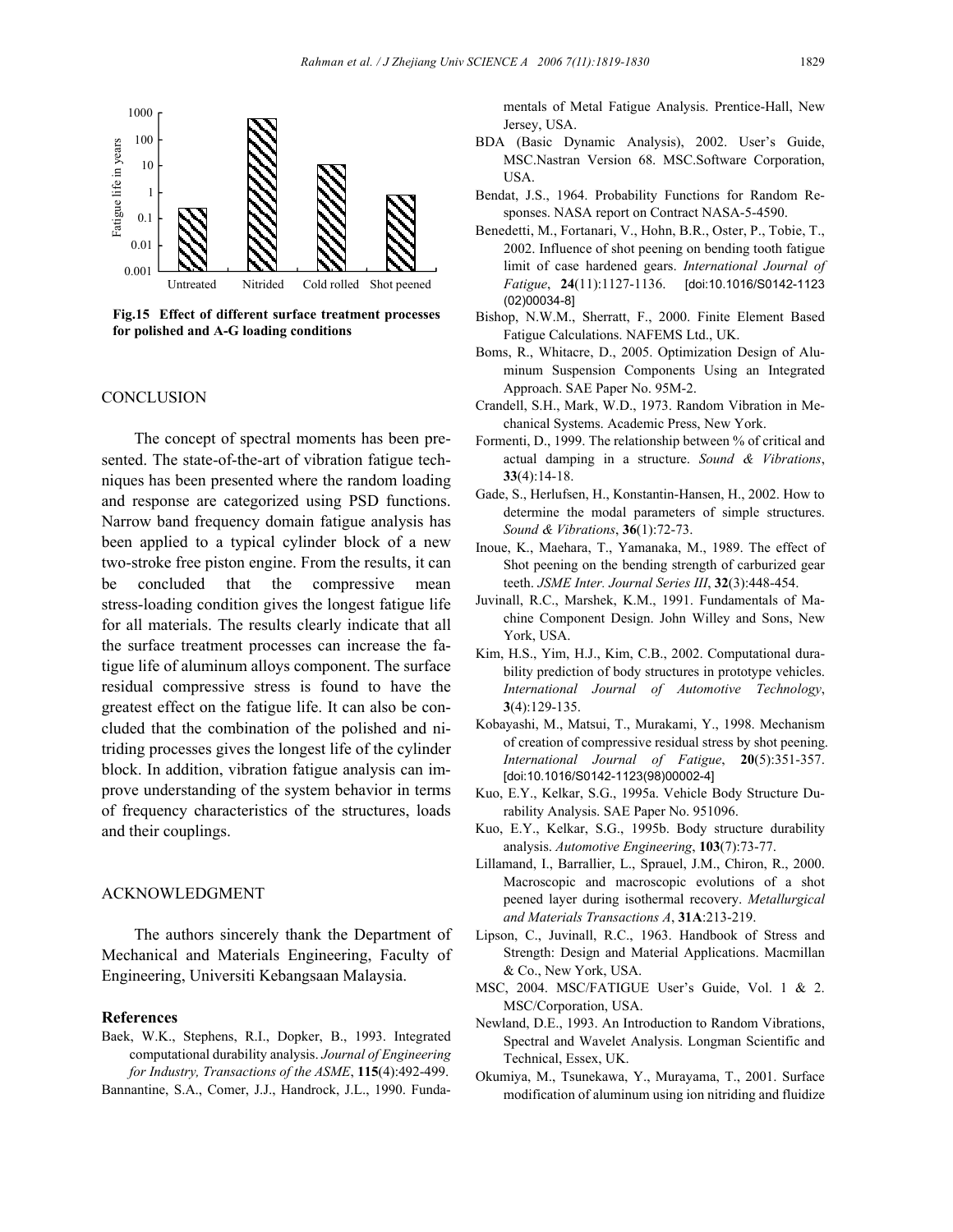Fig.15 Effect of different surface treatment processes for polished and A-G loading conditions

## CONCLUSION

The concept of spectral moments has been presented. The state-of-the-art of vibration fatigue techniques has been presented where the random loading and response are categorized using PSD functions. Narrow band frequency domain fatigue analysis has been applied to a typical cylinder block of a new two-stroke free piston engine. From the results, it can be concluded that the compressive mean stress-loading condition gives the longest fatigue life for all materials. The results clearly indicate that all the surface treatment processes can increase the fatigue life of aluminum alloys component. The surface residual compressive stress is found to have the greatest effect on the fatigue life. It can also be concluded that the combination of the polished and nitriding processes gives the longest life of the cylinder block. In addition, vibration fatigue analysis can improve understanding of the system behavior in terms of frequency characteristics of the structures, loads and their couplings.

## ACKNOWLEDGMENT

The authors sincerely thank the Department of Mechanical and Materials Engineering, Faculty of Engineering, Universiti Kebangsaan Malaysia.

## References

Baek, W.K., Stephens, R.I., Dopker, B., 1993. Integrated computational durability analysis. *Journal of Engineering for Industry, Transactions of the ASME*, **115**(4):492-499.

Bannantine, S.A., Comer, J.J., Handrock, J.L., 1990. Fundamentals of Metal Fatigue Analysis. Prentice-Hall, New Jersey, USA.

BDA (Basic Dynamic Analysis), 2002. User's Guide, MSC.Nastran Version 68. MSC.Software Corporation, USA.

Bendat, J.S., 1964. Probability Functions for Random Responses. NASA report on Contract NASA-5-4590.

Benedetti, M., Fortanari, V., Hohn, B.R., Oster, P., Tobie, T., 2002. Influence of shot peening on bending tooth fatigue limit of case hardened gears. *International Journal of Fatigue*, **24**(11):1127-1136. [doi:10.1016/S0142-1123(02)00034-8]

Bishop, N.W.M., Sherratt, F., 2000. Finite Element Based Fatigue Calculations. NAFEMS Ltd., UK.

Boms, R., Whitacre, D., 2005. Optimization Design of Aluminum Suspension Components Using an Integrated Approach. SAE Paper No. 95M-2.

Crandell, S.H., Mark, W.D., 1973. Random Vibration in Mechanical Systems. Academic Press, New York.

Formenti, D., 1999. The relationship between % of critical and actual damping in a structure. *Sound & Vibrations*, **33**(4):14-18.

Gade, S., Herlufsen, H., Konstantin-Hansen, H., 2002. How to determine the modal parameters of simple structures. *Sound & Vibrations*, **36**(1):72-73.

Inoue, K., Maehara, T., Yamanaka, M., 1989. The effect of Shot peening on the bending strength of carburized gear teeth. *JSME Inter. Journal Series III*, **32**(3):448-454.

Juvinall, R.C., Marshek, K.M., 1991. Fundamentals of Machine Component Design. John Willey and Sons, New York, USA.

Kim, H.S., Yim, H.J., Kim, C.B., 2002. Computational durability prediction of body structures in prototype vehicles. *International Journal of Automotive Technology*, **3**(4):129-135.

Kobayashi, M., Matsui, T., Murakami, Y., 1998. Mechanism of creation of compressive residual stress by shot peening. *International Journal of Fatigue*, **20**(5):351-357. [doi:10.1016/S0142-1123(98)00002-4]

Kuo, E.Y., Kelkar, S.G., 1995a. Vehicle Body Structure Durability Analysis. SAE Paper No. 951096.

Kuo, E.Y., Kelkar, S.G., 1995b. Body structure durability analysis. *Automotive Engineering*, **103**(7):73-77.

Lillamand, I., Barrallier, L., Sprauel, J.M., Chiron, R., 2000. Macroscopic and macroscopic evolutions of a shot peened layer during isothermal recovery. *Metallurgical and Materials Transactions A*, **31A**:213-219.

Lipson, C., Juvinall, R.C., 1963. Handbook of Stress and Strength: Design and Material Applications. Macmillan & Co., New York, USA.

MSC, 2004. MSC/FATIGUE User's Guide, Vol. 1 & 2. MSC/Corporation, USA.

Newland, D.E., 1993. An Introduction to Random Vibrations, Spectral and Wavelet Analysis. Longman Scientific and Technical, Essex, UK.

Okumiya, M., Tsunekawa, Y., Murayama, T., 2001. Surface modification of aluminum using ion nitriding and fluidize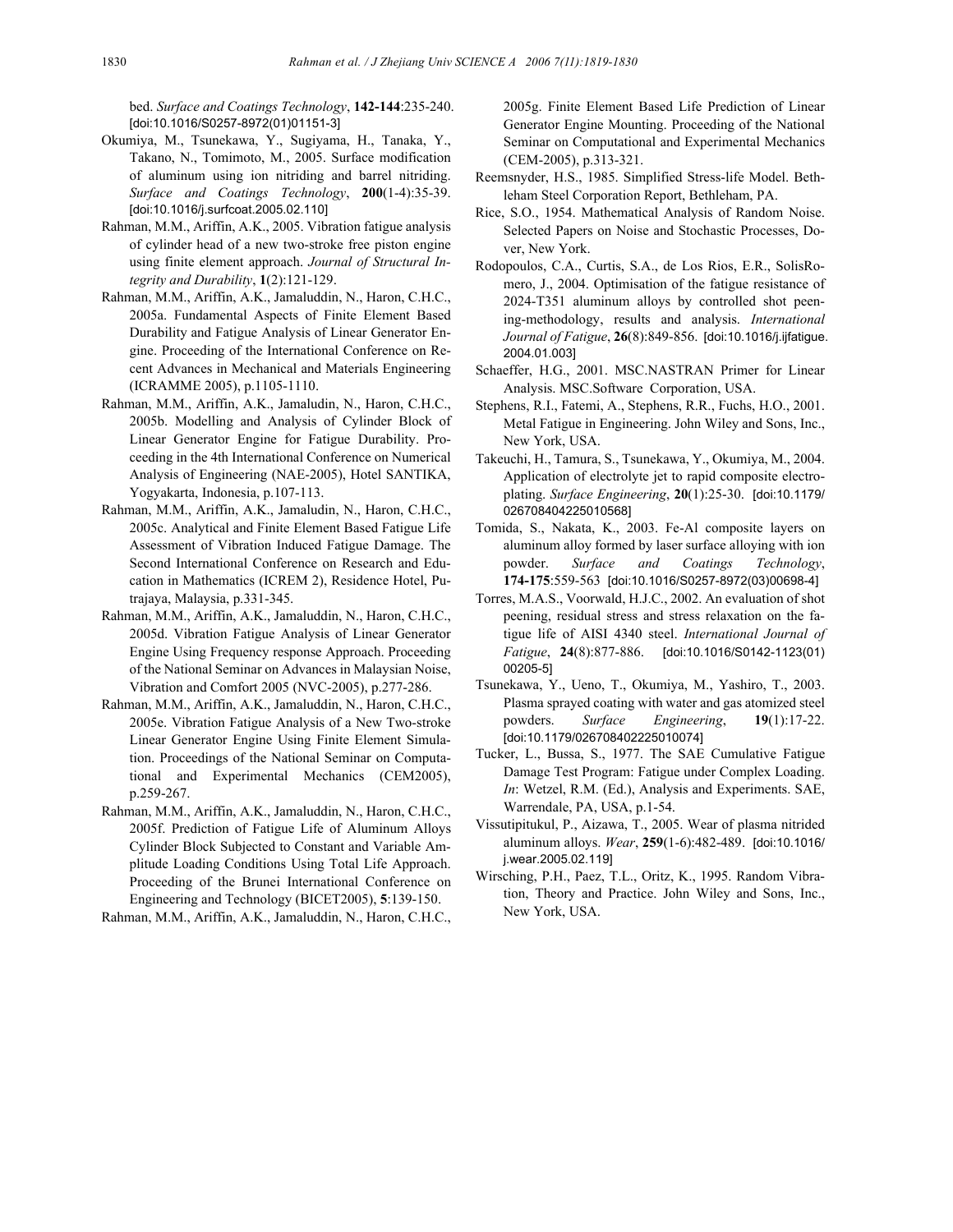bed. *Surface and Coatings Technology*, **142-144**:235-240. [doi:10.1016/S0257-8972(01)01151-3]

Okumiya, M., Tsunekawa, Y., Sugiyama, H., Tanaka, Y., Takano, N., Tomimoto, M., 2005. Surface modification of aluminum using ion nitriding and barrel nitriding. *Surface and Coatings Technology*, **200**(1-4):35-39. [doi:10.1016/j.surfcoat.2005.02.110]

Rahman, M.M., Ariffin, A.K., 2005. Vibration fatigue analysis of cylinder head of a new two-stroke free piston engine using finite element approach. *Journal of Structural Integrity and Durability*, **1**(2):121-129.

Rahman, M.M., Ariffin, A.K., Jamaluddin, N., Haron, C.H.C., 2005a. Fundamental Aspects of Finite Element Based Durability and Fatigue Analysis of Linear Generator Engine. Proceeding of the International Conference on Recent Advances in Mechanical and Materials Engineering (ICRAMME 2005), p.1105-1110.

Rahman, M.M., Ariffin, A.K., Jamaludin, N., Haron, C.H.C., 2005b. Modelling and Analysis of Cylinder Block of Linear Generator Engine for Fatigue Durability. Proceeding in the 4th International Conference on Numerical Analysis of Engineering (NAE-2005), Hotel SANTIKA, Yogyakarta, Indonesia, p.107-113.

Rahman, M.M., Ariffin, A.K., Jamaludin, N., Haron, C.H.C., 2005c. Analytical and Finite Element Based Fatigue Life Assessment of Vibration Induced Fatigue Damage. The Second International Conference on Research and Education in Mathematics (ICREM 2), Residence Hotel, Putrajaya, Malaysia, p.331-345.

Rahman, M.M., Ariffin, A.K., Jamaluddin, N., Haron, C.H.C., 2005d. Vibration Fatigue Analysis of Linear Generator Engine Using Frequency response Approach. Proceeding of the National Seminar on Advances in Malaysian Noise, Vibration and Comfort 2005 (NVC-2005), p.277-286.

Rahman, M.M., Ariffin, A.K., Jamaluddin, N., Haron, C.H.C., 2005e. Vibration Fatigue Analysis of a New Two-stroke Linear Generator Engine Using Finite Element Simulation. Proceedings of the National Seminar on Computational and Experimental Mechanics (CEM2005), p.259-267.

Rahman, M.M., Ariffin, A.K., Jamaluddin, N., Haron, C.H.C., 2005f. Prediction of Fatigue Life of Aluminum Alloys Cylinder Block Subjected to Constant and Variable Amplitude Loading Conditions Using Total Life Approach. Proceeding of the Brunei International Conference on Engineering and Technology (BICET2005), **5**:139-150.

Rahman, M.M., Ariffin, A.K., Jamaluddin, N., Haron, C.H.C., 2005g. Finite Element Based Life Prediction of Linear Generator Engine Mounting. Proceeding of the National Seminar on Computational and Experimental Mechanics (CEM-2005), p.313-321.

Reemsnyder, H.S., 1985. Simplified Stress-life Model. Bethleham Steel Corporation Report, Bethleham, PA.

Rice, S.O., 1954. Mathematical Analysis of Random Noise. Selected Papers on Noise and Stochastic Processes, Dover, New York.

Rodopoulos, C.A., Curtis, S.A., de Los Rios, E.R., SolisRomero, J., 2004. Optimisation of the fatigue resistance of 2024-T351 aluminum alloys by controlled shot peening-methodology, results and analysis. *International Journal of Fatigue*, **26**(8):849-856. [doi:10.1016/j.ijfatigue.2004.01.003]

Schaeffer, H.G., 2001. MSC.NASTRAN Primer for Linear Analysis. MSC.Software Corporation, USA.

Stephens, R.I., Fatemi, A., Stephens, R.R., Fuchs, H.O., 2001. Metal Fatigue in Engineering. John Wiley and Sons, Inc., New York, USA.

Takeuchi, H., Tamura, S., Tsunekawa, Y., Okumiya, M., 2004. Application of electrolyte jet to rapid composite electroplating. *Surface Engineering*, **20**(1):25-30. [doi:10.1179/026708404225010568]

Tomida, S., Nakata, K., 2003. Fe-Al composite layers on aluminum alloy formed by laser surface alloying with ion powder. *Surface and Coatings Technology*, **174-175**:559-563 [doi:10.1016/S0257-8972(03)00698-4]

Torres, M.A.S., Voorwald, H.J.C., 2002. An evaluation of shot peening, residual stress and stress relaxation on the fatigue life of AISI 4340 steel. *International Journal of Fatigue*, **24**(8):877-886. [doi:10.1016/S0142-1123(01)00205-5]

Tsunekawa, Y., Ueno, T., Okumiya, M., Yashiro, T., 2003. Plasma sprayed coating with water and gas atomized steel powders. *Surface Engineering*, **19**(1):17-22. [doi:10.1179/026708402225010074]

Tucker, L., Bussa, S., 1977. The SAE Cumulative Fatigue Damage Test Program: Fatigue under Complex Loading. *In*: Wetzel, R.M. (Ed.), Analysis and Experiments. SAE, Warrendale, PA, USA, p.1-54.

Vissutipitukul, P., Aizawa, T., 2005. Wear of plasma nitrided aluminum alloys. *Wear*, **259**(1-6):482-489. [doi:10.1016/j.wear.2005.02.119]

Wirsching, P.H., Paez, T.L., Oritz, K., 1995. Random Vibration, Theory and Practice. John Wiley and Sons, Inc., New York, USA.